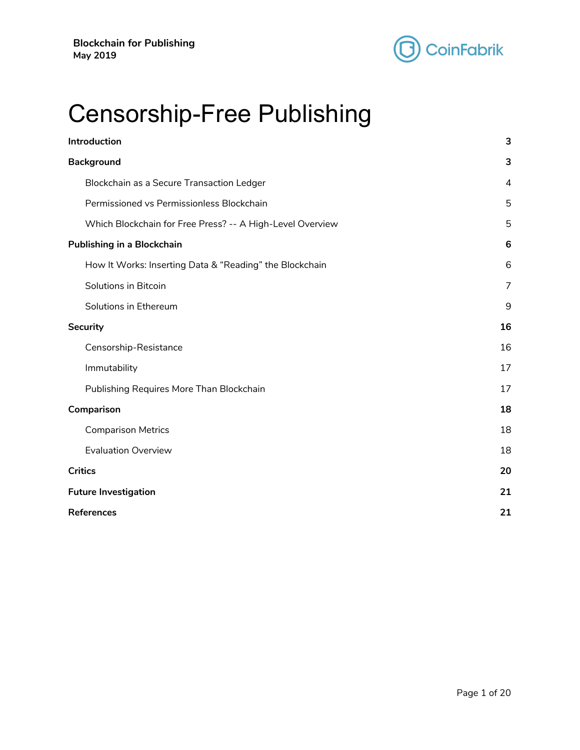# Censorship-Free Publishing

| | |
|---|---|
| **Introduction** | **3** |
| **Background** | **3** |
| Blockchain as a Secure Transaction Ledger | 4 |
| Permissioned vs Permissionless Blockchain | 5 |
| Which Blockchain for Free Press? -- A High-Level Overview | 5 |
| **Publishing in a Blockchain** | **6** |
| How It Works: Inserting Data & “Reading” the Blockchain | 6 |
| Solutions in Bitcoin | 7 |
| Solutions in Ethereum | 9 |
| **Security** | **16** |
| Censorship-Resistance | 16 |
| Immutability | 17 |
| Publishing Requires More Than Blockchain | 17 |
| **Comparison** | **18** |
| Comparison Metrics | 18 |
| Evaluation Overview | 18 |
| **Critics** | **20** |
| **Future Investigation** | **21** |
| **References** | **21** |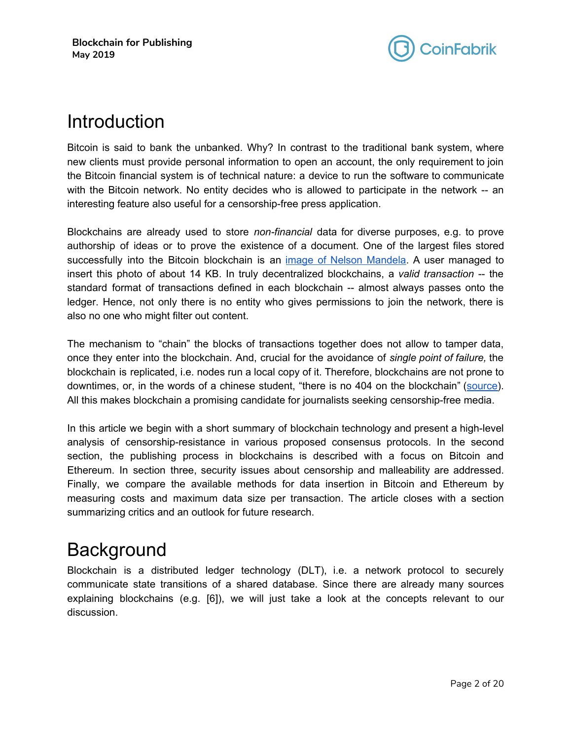# Introduction

Bitcoin is said to bank the unbanked. Why? In contrast to the traditional bank system, where new clients must provide personal information to open an account, the only requirement to join the Bitcoin financial system is of technical nature: a device to run the software to communicate with the Bitcoin network. No entity decides who is allowed to participate in the network -- an interesting feature also useful for a censorship-free press application.

Blockchains are already used to store *non-financial* data for diverse purposes, e.g. to prove authorship of ideas or to prove the existence of a document. One of the largest files stored successfully into the Bitcoin blockchain is an image of Nelson Mandela. A user managed to insert this photo of about 14 KB. In truly decentralized blockchains, a *valid transaction* -- the standard format of transactions defined in each blockchain -- almost always passes onto the ledger. Hence, not only there is no entity who gives permissions to join the network, there is also no one who might filter out content.

The mechanism to "chain" the blocks of transactions together does not allow to tamper data, once they enter into the blockchain. And, crucial for the avoidance of *single point of failure,* the blockchain is replicated, i.e. nodes run a local copy of it. Therefore, blockchains are not prone to downtimes, or, in the words of a chinese student, "there is no 404 on the blockchain" (source). All this makes blockchain a promising candidate for journalists seeking censorship-free media.

In this article we begin with a short summary of blockchain technology and present a high-level analysis of censorship-resistance in various proposed consensus protocols. In the second section, the publishing process in blockchains is described with a focus on Bitcoin and Ethereum. In section three, security issues about censorship and malleability are addressed. Finally, we compare the available methods for data insertion in Bitcoin and Ethereum by measuring costs and maximum data size per transaction. The article closes with a section summarizing critics and an outlook for future research.

# Background

Blockchain is a distributed ledger technology (DLT), i.e. a network protocol to securely communicate state transitions of a shared database. Since there are already many sources explaining blockchains (e.g. [6]), we will just take a look at the concepts relevant to our discussion.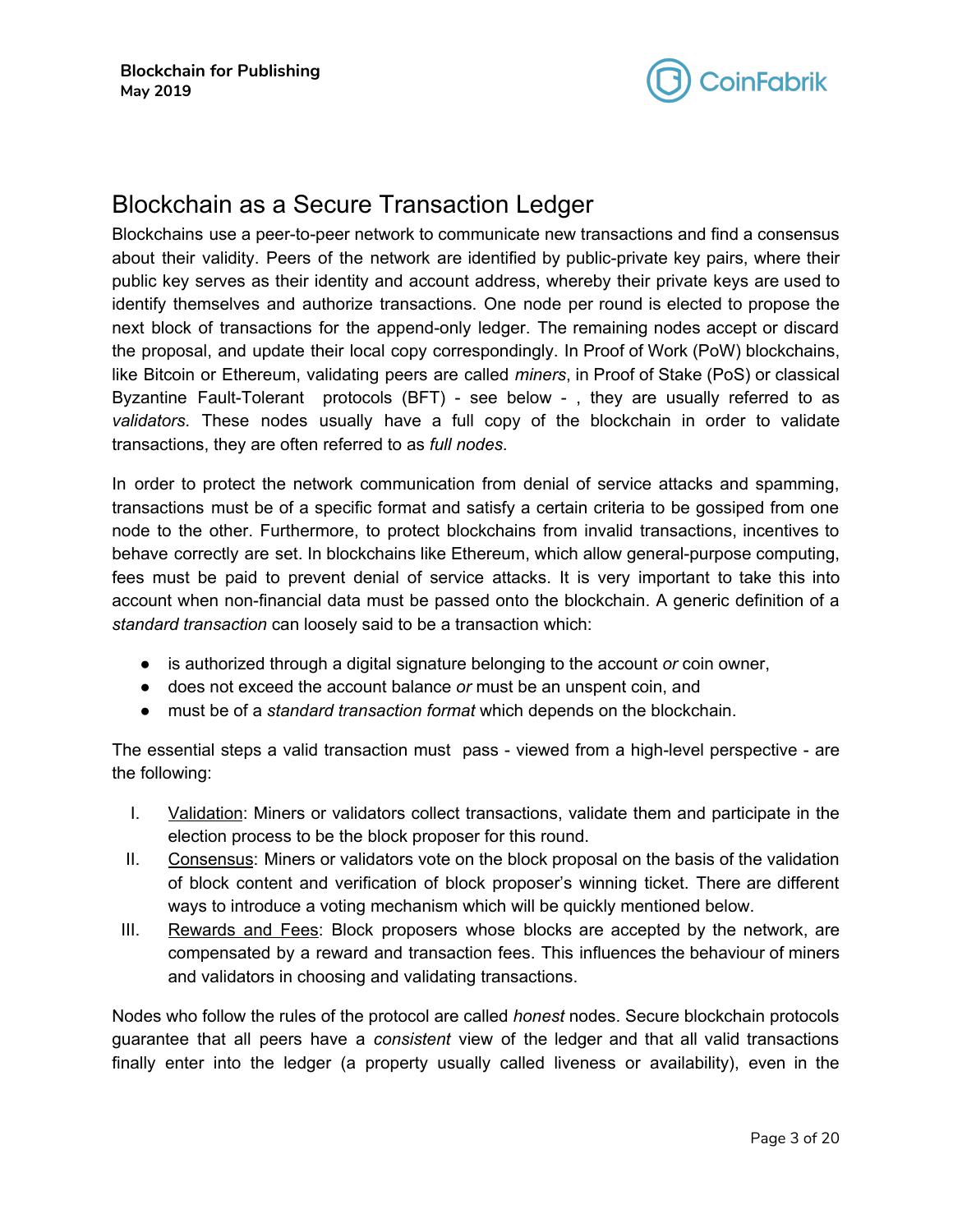## Blockchain as a Secure Transaction Ledger

Blockchains use a peer-to-peer network to communicate new transactions and find a consensus about their validity. Peers of the network are identified by public-private key pairs, where their public key serves as their identity and account address, whereby their private keys are used to identify themselves and authorize transactions. One node per round is elected to propose the next block of transactions for the append-only ledger. The remaining nodes accept or discard the proposal, and update their local copy correspondingly. In Proof of Work (PoW) blockchains, like Bitcoin or Ethereum, validating peers are called *miners*, in Proof of Stake (PoS) or classical Byzantine Fault-Tolerant protocols (BFT) - see below - , they are usually referred to as *validators*. These nodes usually have a full copy of the blockchain in order to validate transactions, they are often referred to as *full nodes*.

In order to protect the network communication from denial of service attacks and spamming, transactions must be of a specific format and satisfy a certain criteria to be gossiped from one node to the other. Furthermore, to protect blockchains from invalid transactions, incentives to behave correctly are set. In blockchains like Ethereum, which allow general-purpose computing, fees must be paid to prevent denial of service attacks. It is very important to take this into account when non-financial data must be passed onto the blockchain. A generic definition of a *standard transaction* can loosely said to be a transaction which:

- is authorized through a digital signature belonging to the account *or* coin owner,
- does not exceed the account balance *or* must be an unspent coin, and
- must be of a *standard transaction format* which depends on the blockchain.

The essential steps a valid transaction must pass - viewed from a high-level perspective - are the following:

I. Validation: Miners or validators collect transactions, validate them and participate in the election process to be the block proposer for this round.
II. Consensus: Miners or validators vote on the block proposal on the basis of the validation of block content and verification of block proposer's winning ticket. There are different ways to introduce a voting mechanism which will be quickly mentioned below.
III. Rewards and Fees: Block proposers whose blocks are accepted by the network, are compensated by a reward and transaction fees. This influences the behaviour of miners and validators in choosing and validating transactions.

Nodes who follow the rules of the protocol are called *honest* nodes. Secure blockchain protocols guarantee that all peers have a *consistent* view of the ledger and that all valid transactions finally enter into the ledger (a property usually called liveness or availability), even in the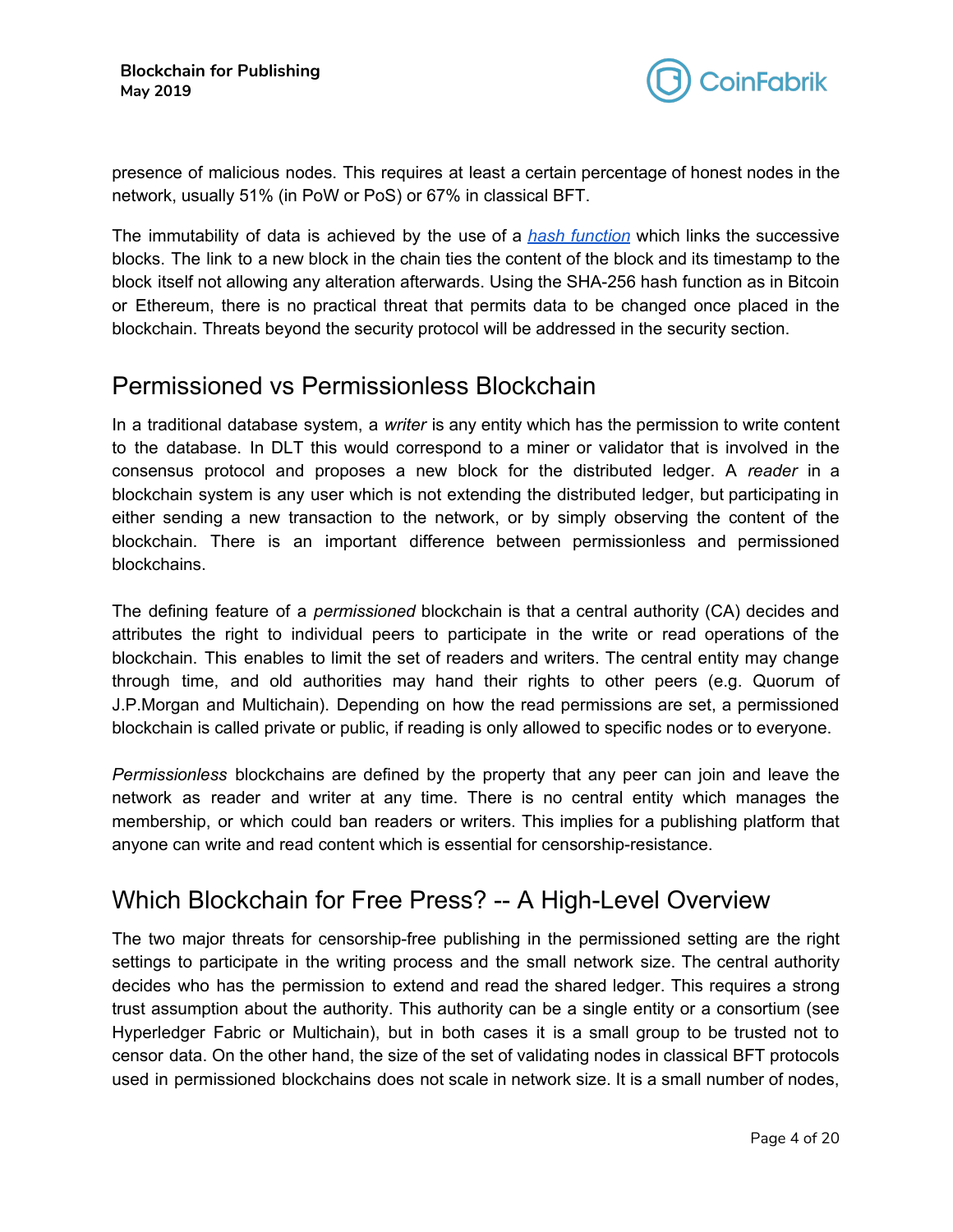presence of malicious nodes. This requires at least a certain percentage of honest nodes in the network, usually 51% (in PoW or PoS) or 67% in classical BFT.

The immutability of data is achieved by the use of a [*hash function*]() which links the successive blocks. The link to a new block in the chain ties the content of the block and its timestamp to the block itself not allowing any alteration afterwards. Using the SHA-256 hash function as in Bitcoin or Ethereum, there is no practical threat that permits data to be changed once placed in the blockchain. Threats beyond the security protocol will be addressed in the security section.

## Permissioned vs Permissionless Blockchain

In a traditional database system, a *writer* is any entity which has the permission to write content to the database. In DLT this would correspond to a miner or validator that is involved in the consensus protocol and proposes a new block for the distributed ledger. A *reader* in a blockchain system is any user which is not extending the distributed ledger, but participating in either sending a new transaction to the network, or by simply observing the content of the blockchain. There is an important difference between permissionless and permissioned blockchains.

The defining feature of a *permissioned* blockchain is that a central authority (CA) decides and attributes the right to individual peers to participate in the write or read operations of the blockchain. This enables to limit the set of readers and writers. The central entity may change through time, and old authorities may hand their rights to other peers (e.g. Quorum of J.P.Morgan and Multichain). Depending on how the read permissions are set, a permissioned blockchain is called private or public, if reading is only allowed to specific nodes or to everyone.

*Permissionless* blockchains are defined by the property that any peer can join and leave the network as reader and writer at any time. There is no central entity which manages the membership, or which could ban readers or writers. This implies for a publishing platform that anyone can write and read content which is essential for censorship-resistance.

## Which Blockchain for Free Press? -- A High-Level Overview

The two major threats for censorship-free publishing in the permissioned setting are the right settings to participate in the writing process and the small network size. The central authority decides who has the permission to extend and read the shared ledger. This requires a strong trust assumption about the authority. This authority can be a single entity or a consortium (see Hyperledger Fabric or Multichain), but in both cases it is a small group to be trusted not to censor data. On the other hand, the size of the set of validating nodes in classical BFT protocols used in permissioned blockchains does not scale in network size. It is a small number of nodes,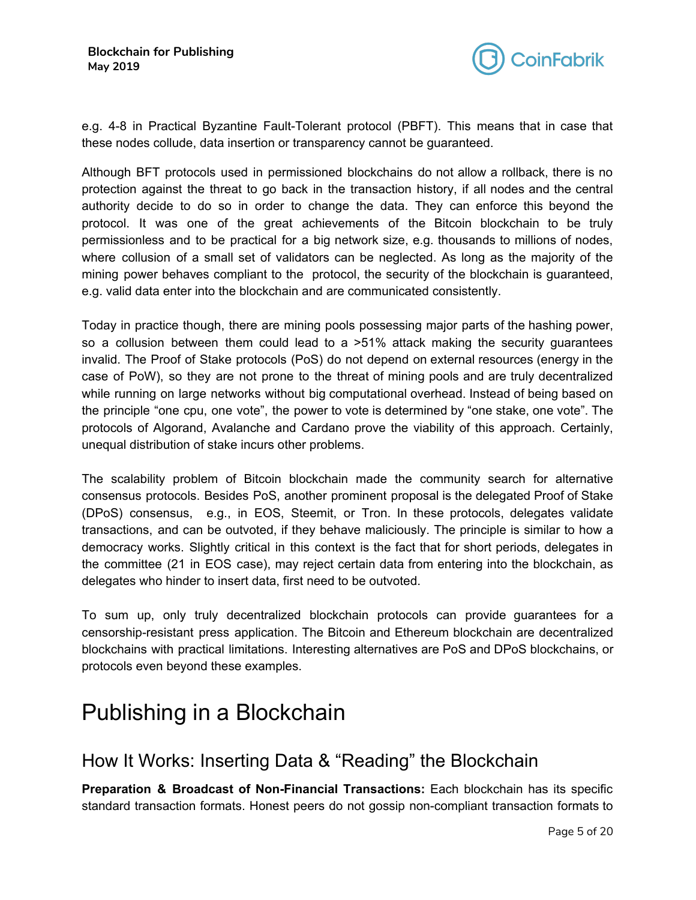e.g. 4-8 in Practical Byzantine Fault-Tolerant protocol (PBFT). This means that in case that these nodes collude, data insertion or transparency cannot be guaranteed.

Although BFT protocols used in permissioned blockchains do not allow a rollback, there is no protection against the threat to go back in the transaction history, if all nodes and the central authority decide to do so in order to change the data. They can enforce this beyond the protocol. It was one of the great achievements of the Bitcoin blockchain to be truly permissionless and to be practical for a big network size, e.g. thousands to millions of nodes, where collusion of a small set of validators can be neglected. As long as the majority of the mining power behaves compliant to the protocol, the security of the blockchain is guaranteed, e.g. valid data enter into the blockchain and are communicated consistently.

Today in practice though, there are mining pools possessing major parts of the hashing power, so a collusion between them could lead to a >51% attack making the security guarantees invalid. The Proof of Stake protocols (PoS) do not depend on external resources (energy in the case of PoW), so they are not prone to the threat of mining pools and are truly decentralized while running on large networks without big computational overhead. Instead of being based on the principle "one cpu, one vote", the power to vote is determined by "one stake, one vote". The protocols of Algorand, Avalanche and Cardano prove the viability of this approach. Certainly, unequal distribution of stake incurs other problems.

The scalability problem of Bitcoin blockchain made the community search for alternative consensus protocols. Besides PoS, another prominent proposal is the delegated Proof of Stake (DPoS) consensus, e.g., in EOS, Steemit, or Tron. In these protocols, delegates validate transactions, and can be outvoted, if they behave maliciously. The principle is similar to how a democracy works. Slightly critical in this context is the fact that for short periods, delegates in the committee (21 in EOS case), may reject certain data from entering into the blockchain, as delegates who hinder to insert data, first need to be outvoted.

To sum up, only truly decentralized blockchain protocols can provide guarantees for a censorship-resistant press application. The Bitcoin and Ethereum blockchain are decentralized blockchains with practical limitations. Interesting alternatives are PoS and DPoS blockchains, or protocols even beyond these examples.

# Publishing in a Blockchain

## How It Works: Inserting Data & "Reading" the Blockchain

**Preparation & Broadcast of Non-Financial Transactions:** Each blockchain has its specific standard transaction formats. Honest peers do not gossip non-compliant transaction formats to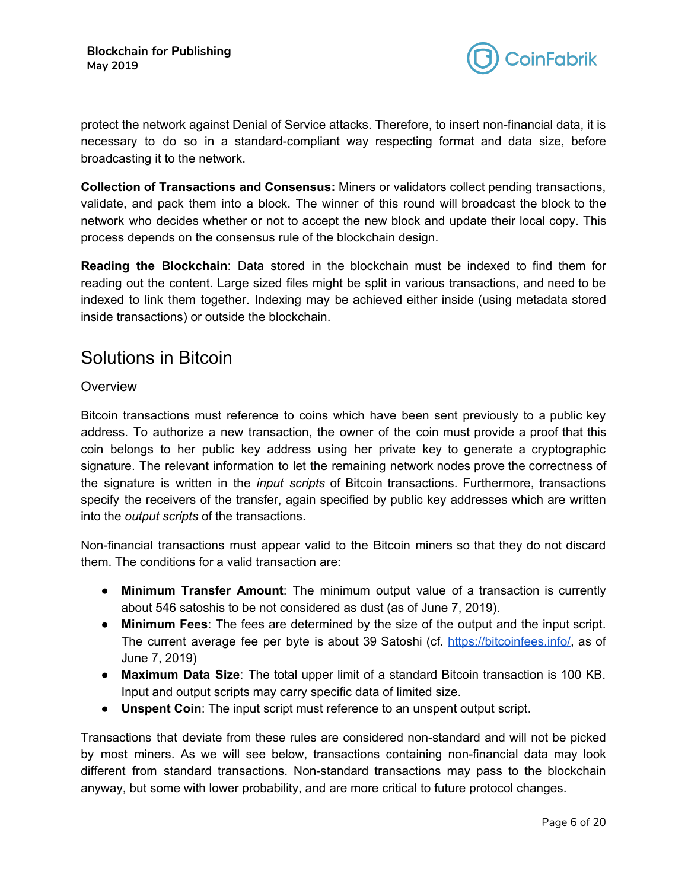protect the network against Denial of Service attacks. Therefore, to insert non-financial data, it is necessary to do so in a standard-compliant way respecting format and data size, before broadcasting it to the network.

**Collection of Transactions and Consensus:** Miners or validators collect pending transactions, validate, and pack them into a block. The winner of this round will broadcast the block to the network who decides whether or not to accept the new block and update their local copy. This process depends on the consensus rule of the blockchain design.

**Reading the Blockchain**: Data stored in the blockchain must be indexed to find them for reading out the content. Large sized files might be split in various transactions, and need to be indexed to link them together. Indexing may be achieved either inside (using metadata stored inside transactions) or outside the blockchain.

## Solutions in Bitcoin

### Overview

Bitcoin transactions must reference to coins which have been sent previously to a public key address. To authorize a new transaction, the owner of the coin must provide a proof that this coin belongs to her public key address using her private key to generate a cryptographic signature. The relevant information to let the remaining network nodes prove the correctness of the signature is written in the *input scripts* of Bitcoin transactions. Furthermore, transactions specify the receivers of the transfer, again specified by public key addresses which are written into the *output scripts* of the transactions.

Non-financial transactions must appear valid to the Bitcoin miners so that they do not discard them. The conditions for a valid transaction are:

- **Minimum Transfer Amount**: The minimum output value of a transaction is currently about 546 satoshis to be not considered as dust (as of June 7, 2019).
- **Minimum Fees**: The fees are determined by the size of the output and the input script. The current average fee per byte is about 39 Satoshi (cf. [https://bitcoinfees.info/](https://bitcoinfees.info/), as of June 7, 2019)
- **Maximum Data Size**: The total upper limit of a standard Bitcoin transaction is 100 KB. Input and output scripts may carry specific data of limited size.
- **Unspent Coin**: The input script must reference to an unspent output script.

Transactions that deviate from these rules are considered non-standard and will not be picked by most miners. As we will see below, transactions containing non-financial data may look different from standard transactions. Non-standard transactions may pass to the blockchain anyway, but some with lower probability, and are more critical to future protocol changes.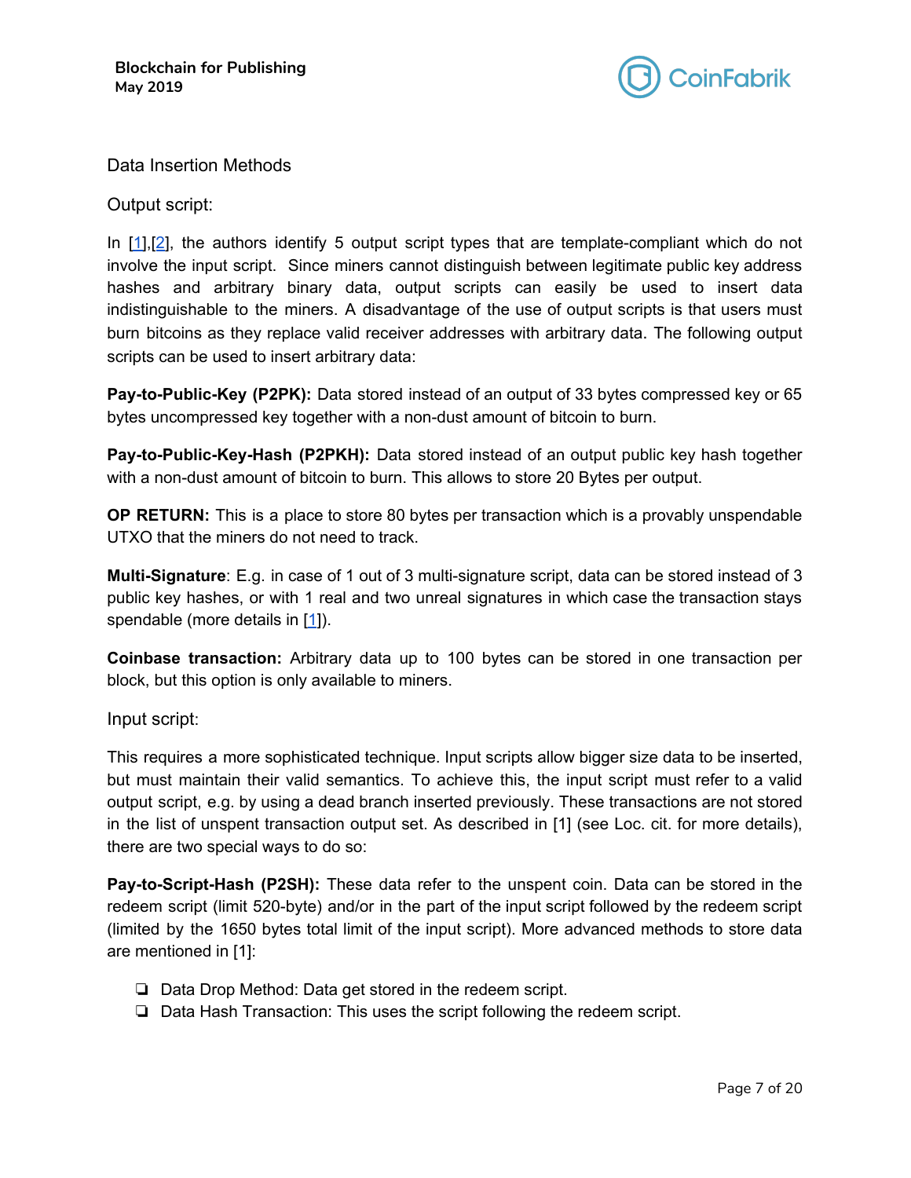## Data Insertion Methods

### Output script:

In [1],[2], the authors identify 5 output script types that are template-compliant which do not involve the input script. Since miners cannot distinguish between legitimate public key address hashes and arbitrary binary data, output scripts can easily be used to insert data indistinguishable to the miners. A disadvantage of the use of output scripts is that users must burn bitcoins as they replace valid receiver addresses with arbitrary data. The following output scripts can be used to insert arbitrary data:

**Pay-to-Public-Key (P2PK):** Data stored instead of an output of 33 bytes compressed key or 65 bytes uncompressed key together with a non-dust amount of bitcoin to burn.

**Pay-to-Public-Key-Hash (P2PKH):** Data stored instead of an output public key hash together with a non-dust amount of bitcoin to burn. This allows to store 20 Bytes per output.

**OP RETURN:** This is a place to store 80 bytes per transaction which is a provably unspendable UTXO that the miners do not need to track.

**Multi-Signature**: E.g. in case of 1 out of 3 multi-signature script, data can be stored instead of 3 public key hashes, or with 1 real and two unreal signatures in which case the transaction stays spendable (more details in [1]).

**Coinbase transaction:** Arbitrary data up to 100 bytes can be stored in one transaction per block, but this option is only available to miners.

### Input script:

This requires a more sophisticated technique. Input scripts allow bigger size data to be inserted, but must maintain their valid semantics. To achieve this, the input script must refer to a valid output script, e.g. by using a dead branch inserted previously. These transactions are not stored in the list of unspent transaction output set. As described in [1] (see Loc. cit. for more details), there are two special ways to do so:

**Pay-to-Script-Hash (P2SH):** These data refer to the unspent coin. Data can be stored in the redeem script (limit 520-byte) and/or in the part of the input script followed by the redeem script (limited by the 1650 bytes total limit of the input script). More advanced methods to store data are mentioned in [1]:

- Data Drop Method: Data get stored in the redeem script.
- Data Hash Transaction: This uses the script following the redeem script.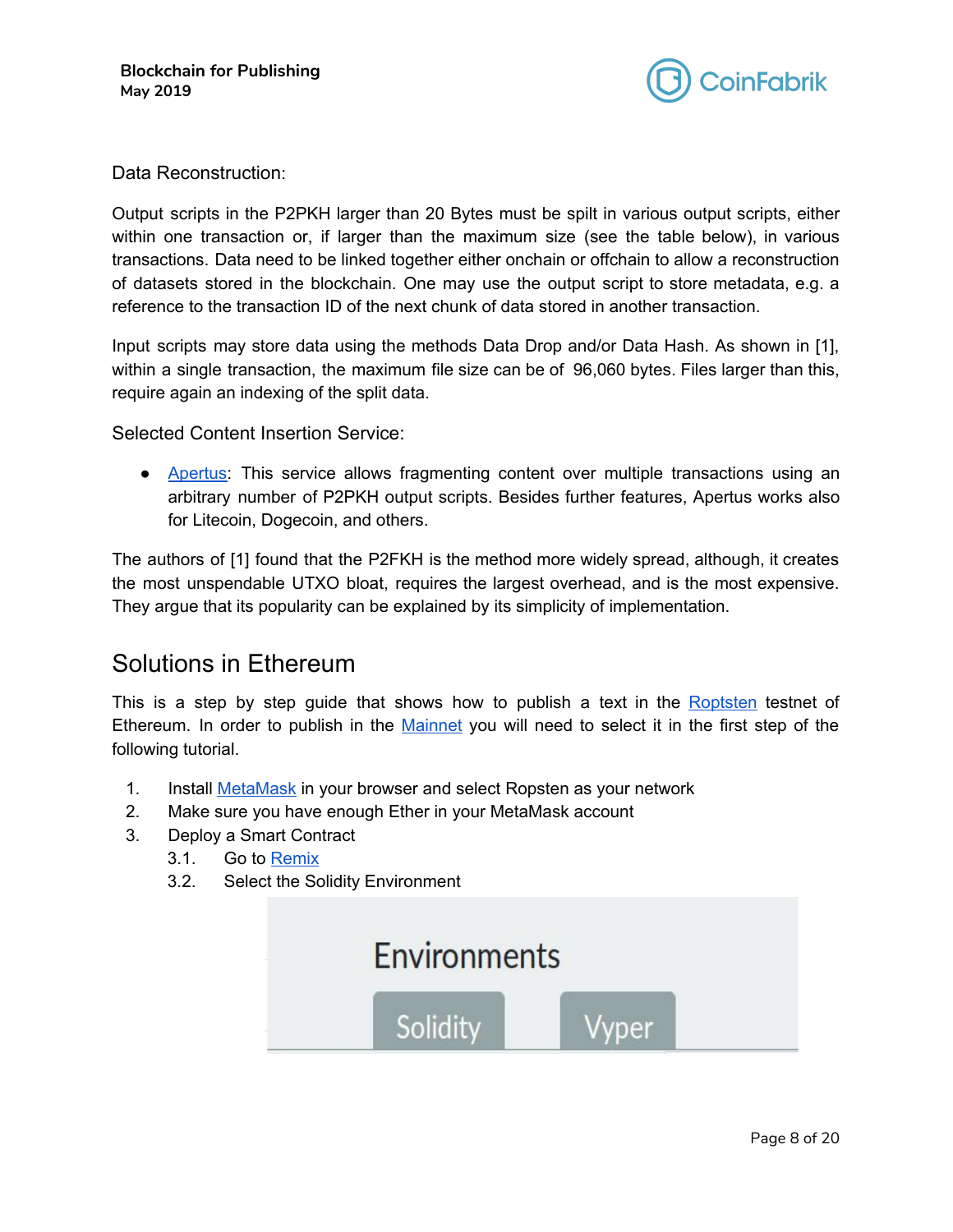Data Reconstruction:

Output scripts in the P2PKH larger than 20 Bytes must be spilt in various output scripts, either within one transaction or, if larger than the maximum size (see the table below), in various transactions. Data need to be linked together either onchain or offchain to allow a reconstruction of datasets stored in the blockchain. One may use the output script to store metadata, e.g. a reference to the transaction ID of the next chunk of data stored in another transaction.

Input scripts may store data using the methods Data Drop and/or Data Hash. As shown in [1], within a single transaction, the maximum file size can be of 96,060 bytes. Files larger than this, require again an indexing of the split data.

Selected Content Insertion Service:

- Apertus: This service allows fragmenting content over multiple transactions using an arbitrary number of P2PKH output scripts. Besides further features, Apertus works also for Litecoin, Dogecoin, and others.

The authors of [1] found that the P2FKH is the method more widely spread, although, it creates the most unspendable UTXO bloat, requires the largest overhead, and is the most expensive. They argue that its popularity can be explained by its simplicity of implementation.

## Solutions in Ethereum

This is a step by step guide that shows how to publish a text in the Roptsten testnet of Ethereum. In order to publish in the Mainnet you will need to select it in the first step of the following tutorial.

1. Install MetaMask in your browser and select Ropsten as your network
2. Make sure you have enough Ether in your MetaMask account
3. Deploy a Smart Contract
   3.1. Go to Remix
   3.2. Select the Solidity Environment

Environments

Solidity Vyper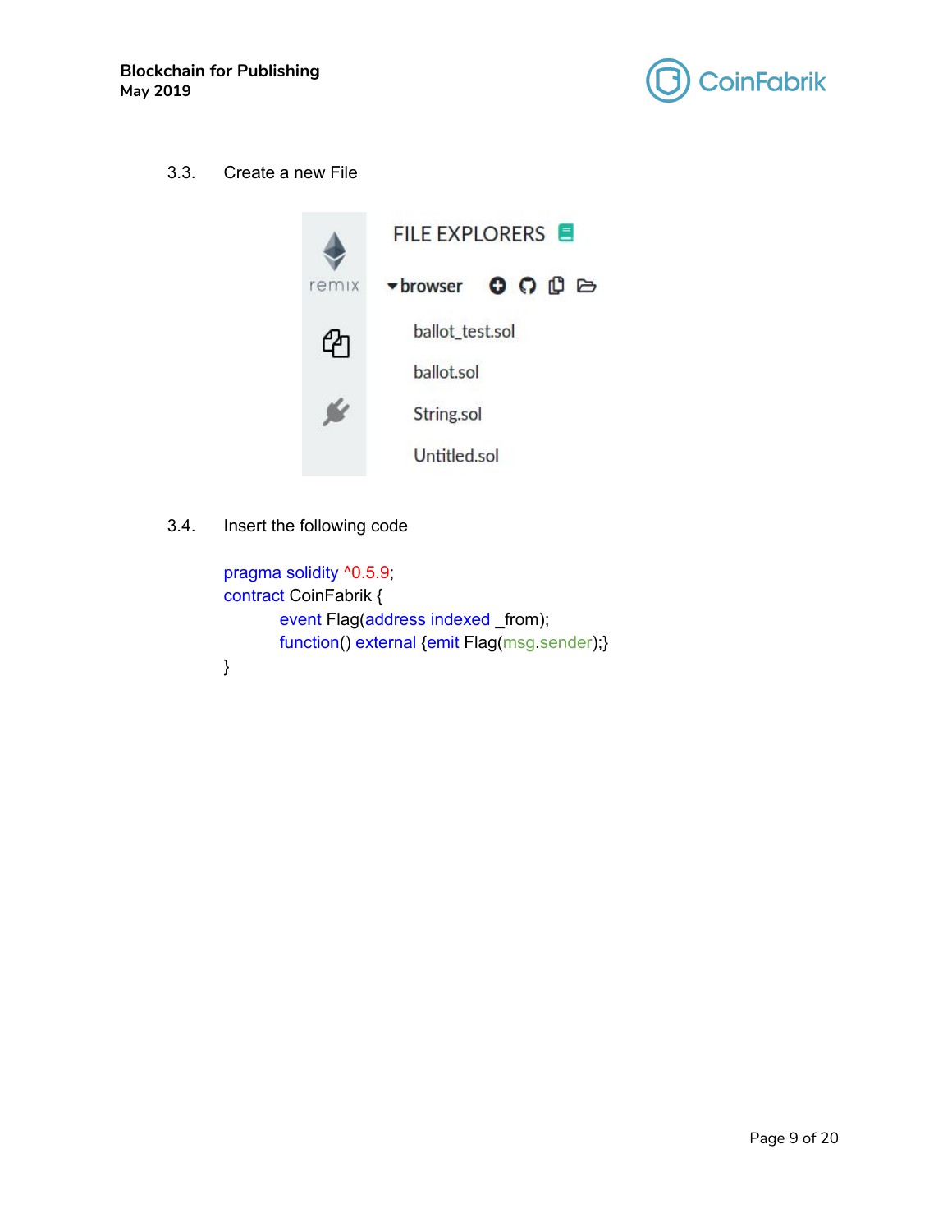3.3. Create a new File

3.4. Insert the following code

```
pragma solidity ^0.5.9;
contract CoinFabrik {
        event Flag(address indexed _from);
        function() external {emit Flag(msg.sender);}
}
```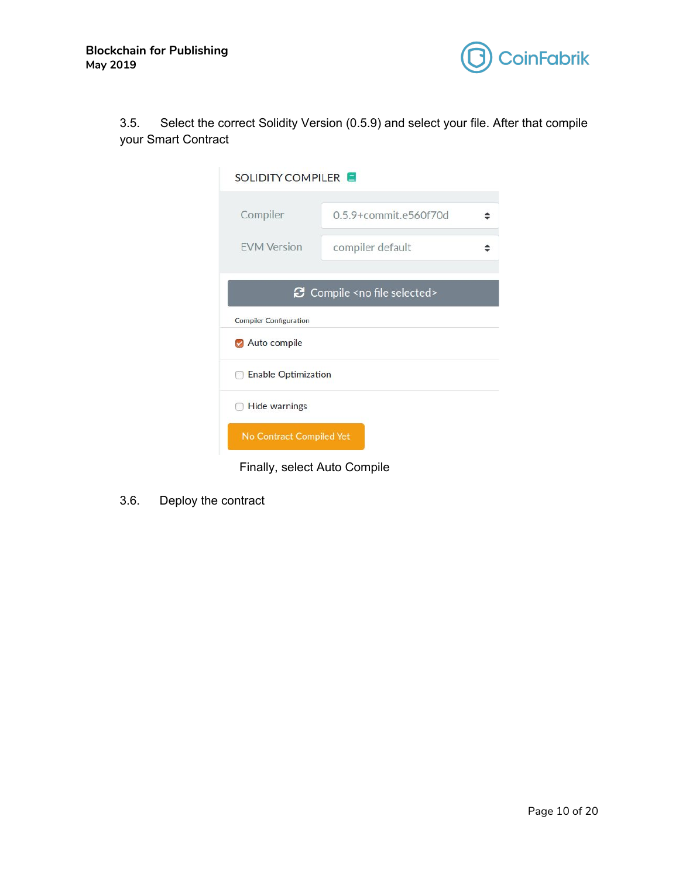3.5. Select the correct Solidity Version (0.5.9) and select your file. After that compile your Smart Contract

SOLIDITY COMPILER

Compiler 0.5.9+commit.e560f70d

EVM Version compiler default

Compile <no file selected>

Compiler Configuration

Auto compile

Enable Optimization

Hide warnings

No Contract Compiled Yet

Finally, select Auto Compile

3.6. Deploy the contract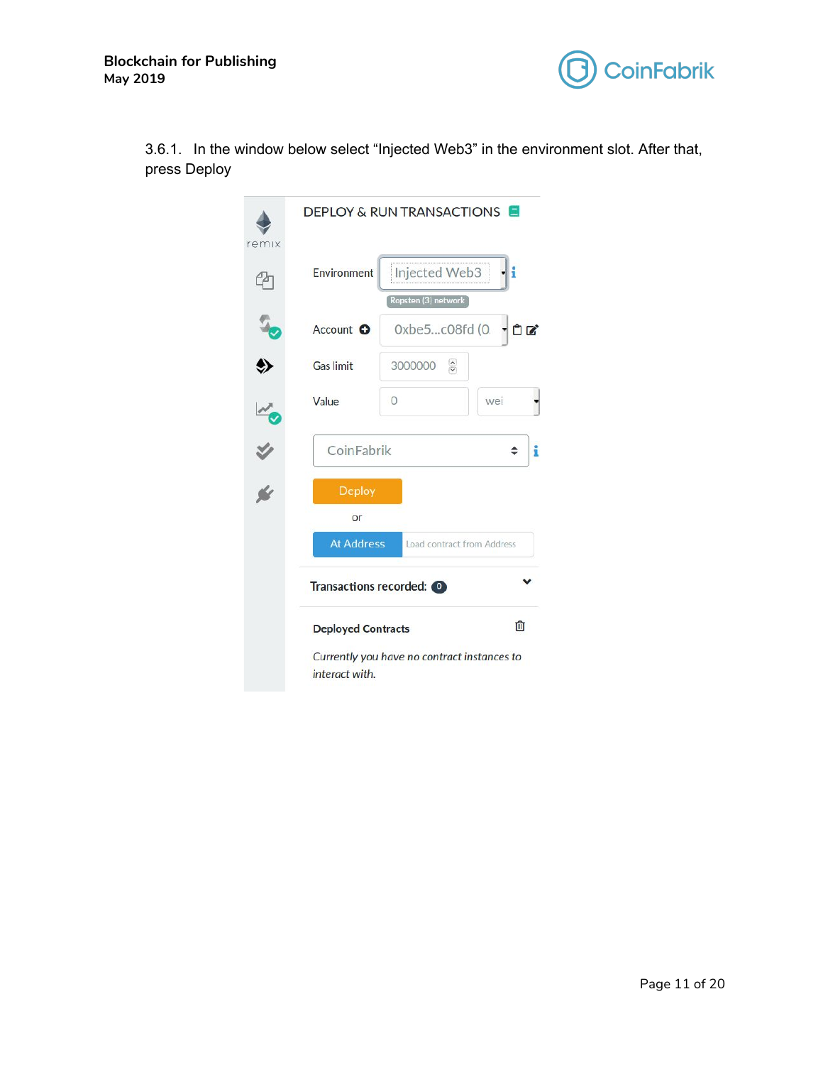3.6.1. In the window below select “Injected Web3” in the environment slot. After that, press Deploy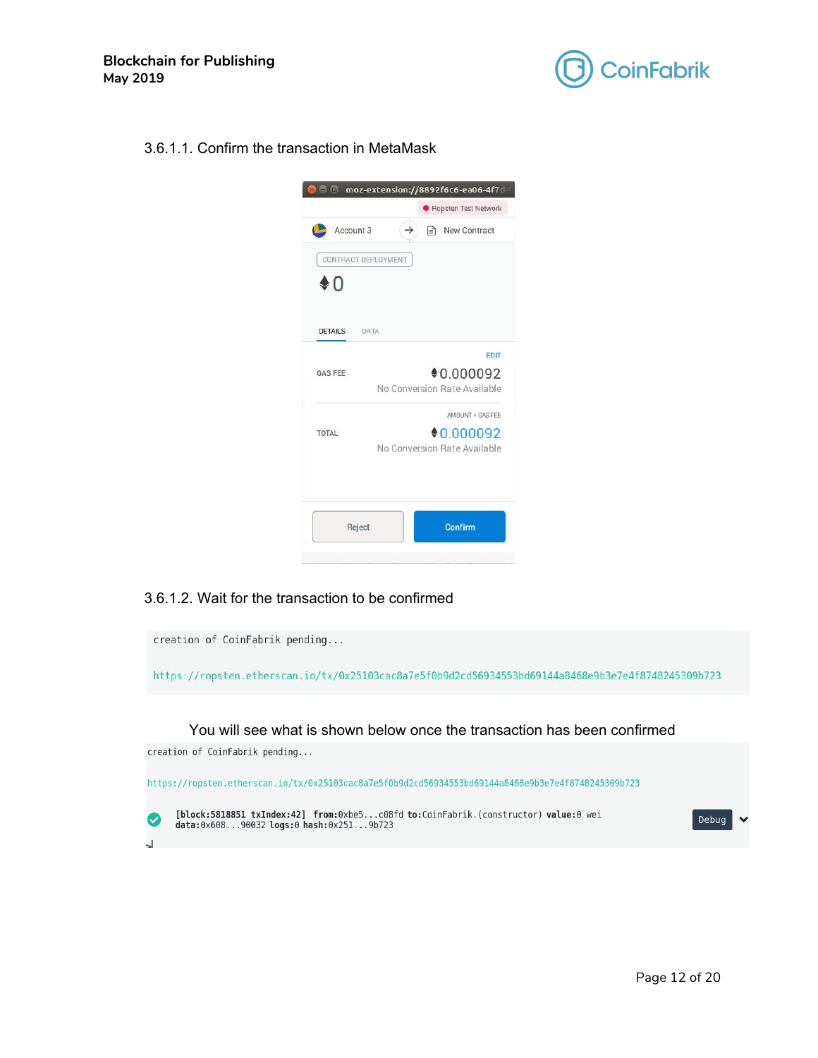3.6.1.1. Confirm the transaction in MetaMask

3.6.1.2. Wait for the transaction to be confirmed

```
creation of CoinFabrik pending...

https://ropsten.etherscan.io/tx/0x25103cac8a7e5f0b9d2cd56934553bd69144a8468e9b3e7e4f8748245309b723
```

You will see what is shown below once the transaction has been confirmed

```
creation of CoinFabrik pending...

https://ropsten.etherscan.io/tx/0x25103cac8a7e5f0b9d2cd56934553bd69144a8468e9b3e7e4f8748245309b723

[block:5818851 txIndex:42] from:0xbe5...c08fd to:CoinFabrik.(constructor) value:0 wei
data:0x608...90032 logs:0 hash:0x251...9b723
```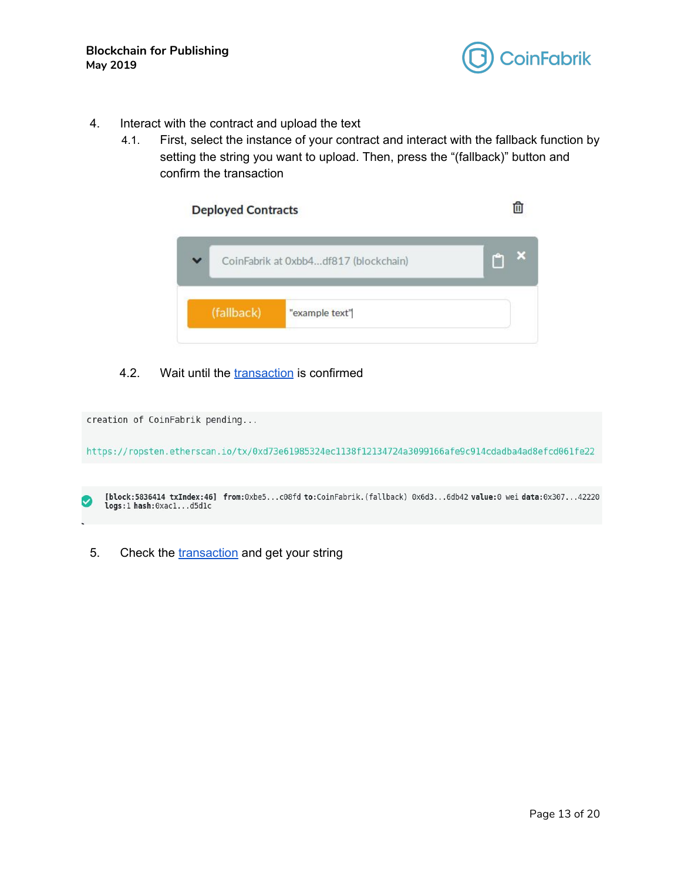4. Interact with the contract and upload the text
   4.1. First, select the instance of your contract and interact with the fallback function by setting the string you want to upload. Then, press the "(fallback)" button and confirm the transaction

Deployed Contracts

CoinFabrik at 0xbb4...df817 (blockchain)

(fallback) "example text"

   4.2. Wait until the transaction is confirmed

```
creation of CoinFabrik pending...

https://ropsten.etherscan.io/tx/0xd73e61985324ec1138f12134724a3099166afe9c914cdadba4ad8efcd061fe22
```

```
[block:5836414 txIndex:46] from:0xbe5...c08fd to:CoinFabrik.(fallback) 0x6d3...6db42 value:0 wei data:0x307...42220 logs:1 hash:0xac1...d5d1c
```

5. Check the transaction and get your string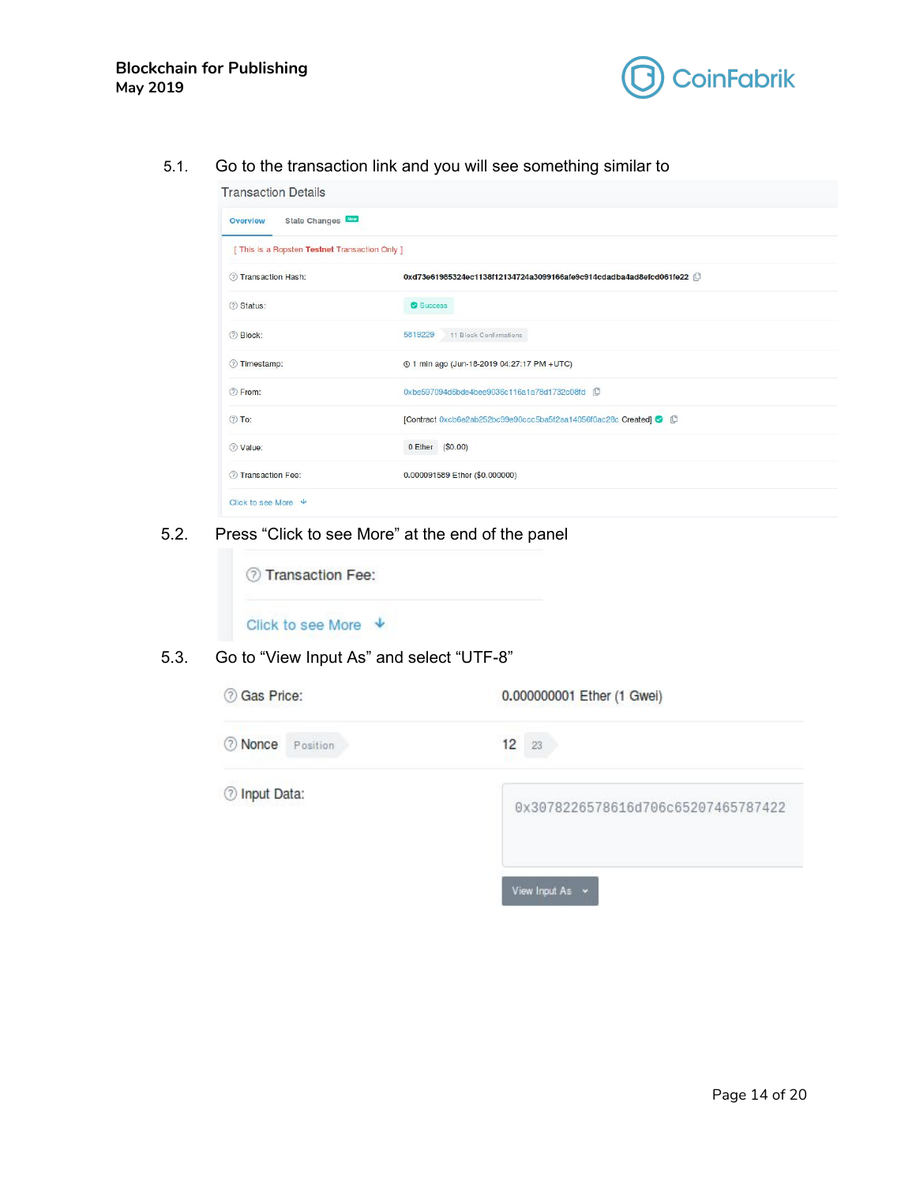5.1. Go to the transaction link and you will see something similar to

Transaction Details

Overview | State Changes New

[ This is a Ropsten **Testnet** Transaction Only ]

| | |
|---|---|
| Transaction Hash: | 0xd73e61985324ec1138f12134724a3099166afe9c914cdadba4ad8efcd061fe22 |
| Status: | Success |
| Block: | 5819229 11 Block Confirmations |
| Timestamp: | 1 min ago (Jun-18-2019 04:27:17 PM +UTC) |
| From: | 0xbe597094d6bde4bee9036c116a1a78d1732c08fd |
| To: | [Contract 0xcb6e2ab252bc99e90ccc5ba5f2aa14056f0ac28c Created] |
| Value: | 0 Ether ($0.00) |
| Transaction Fee: | 0.000091589 Ether ($0.000000) |

Click to see More

5.2. Press “Click to see More” at the end of the panel

Transaction Fee:

Click to see More

5.3. Go to “View Input As” and select “UTF-8”

| | |
|---|---|
| Gas Price: | 0.000000001 Ether (1 Gwei) |
| Nonce Position | 12 23 |
| Input Data: | 0x3078226578616d706c65207465787422 |

View Input As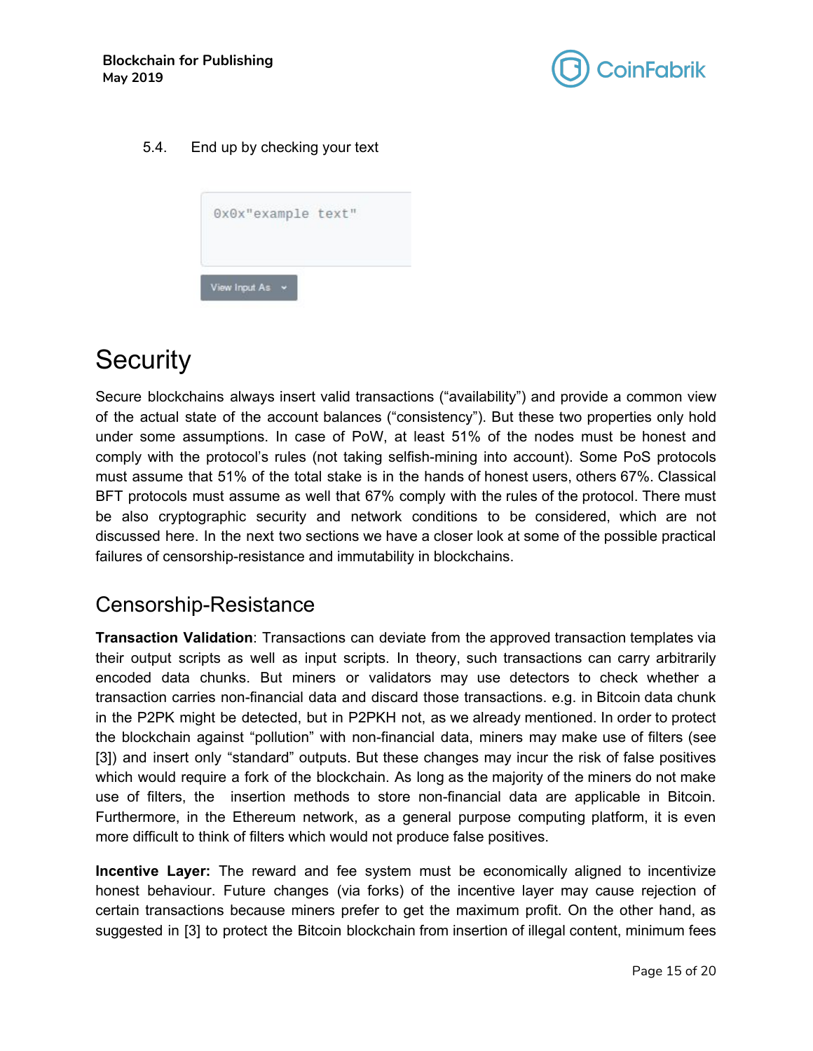5.4. End up by checking your text

```
0x0x"example text"
```

View Input As

# Security

Secure blockchains always insert valid transactions (“availability”) and provide a common view of the actual state of the account balances (“consistency”). But these two properties only hold under some assumptions. In case of PoW, at least 51% of the nodes must be honest and comply with the protocol’s rules (not taking selfish-mining into account). Some PoS protocols must assume that 51% of the total stake is in the hands of honest users, others 67%. Classical BFT protocols must assume as well that 67% comply with the rules of the protocol. There must be also cryptographic security and network conditions to be considered, which are not discussed here. In the next two sections we have a closer look at some of the possible practical failures of censorship-resistance and immutability in blockchains.

## Censorship-Resistance

**Transaction Validation**: Transactions can deviate from the approved transaction templates via their output scripts as well as input scripts. In theory, such transactions can carry arbitrarily encoded data chunks. But miners or validators may use detectors to check whether a transaction carries non-financial data and discard those transactions. e.g. in Bitcoin data chunk in the P2PK might be detected, but in P2PKH not, as we already mentioned. In order to protect the blockchain against “pollution” with non-financial data, miners may make use of filters (see [3]) and insert only “standard” outputs. But these changes may incur the risk of false positives which would require a fork of the blockchain. As long as the majority of the miners do not make use of filters, the insertion methods to store non-financial data are applicable in Bitcoin. Furthermore, in the Ethereum network, as a general purpose computing platform, it is even more difficult to think of filters which would not produce false positives.

**Incentive Layer:** The reward and fee system must be economically aligned to incentivize honest behaviour. Future changes (via forks) of the incentive layer may cause rejection of certain transactions because miners prefer to get the maximum profit. On the other hand, as suggested in [3] to protect the Bitcoin blockchain from insertion of illegal content, minimum fees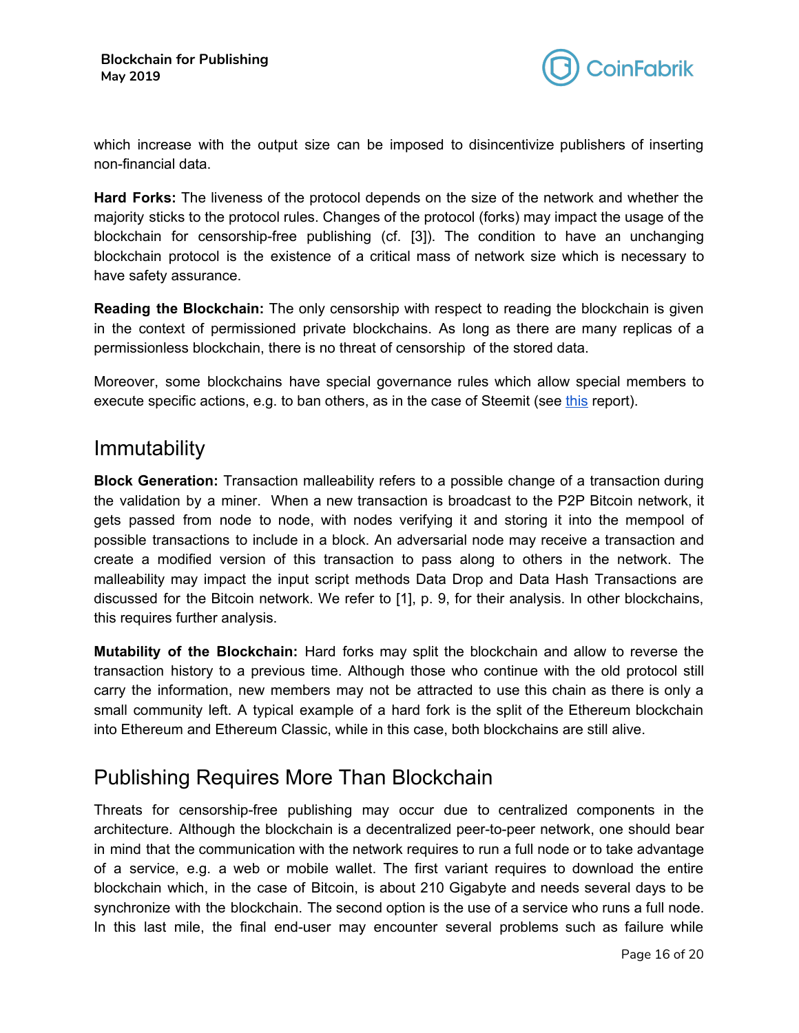which increase with the output size can be imposed to disincentivize publishers of inserting non-financial data.

**Hard Forks:** The liveness of the protocol depends on the size of the network and whether the majority sticks to the protocol rules. Changes of the protocol (forks) may impact the usage of the blockchain for censorship-free publishing (cf. [3]). The condition to have an unchanging blockchain protocol is the existence of a critical mass of network size which is necessary to have safety assurance.

**Reading the Blockchain:** The only censorship with respect to reading the blockchain is given in the context of permissioned private blockchains. As long as there are many replicas of a permissionless blockchain, there is no threat of censorship of the stored data.

Moreover, some blockchains have special governance rules which allow special members to execute specific actions, e.g. to ban others, as in the case of Steemit (see this report).

## Immutability

**Block Generation:** Transaction malleability refers to a possible change of a transaction during the validation by a miner. When a new transaction is broadcast to the P2P Bitcoin network, it gets passed from node to node, with nodes verifying it and storing it into the mempool of possible transactions to include in a block. An adversarial node may receive a transaction and create a modified version of this transaction to pass along to others in the network. The malleability may impact the input script methods Data Drop and Data Hash Transactions are discussed for the Bitcoin network. We refer to [1], p. 9, for their analysis. In other blockchains, this requires further analysis.

**Mutability of the Blockchain:** Hard forks may split the blockchain and allow to reverse the transaction history to a previous time. Although those who continue with the old protocol still carry the information, new members may not be attracted to use this chain as there is only a small community left. A typical example of a hard fork is the split of the Ethereum blockchain into Ethereum and Ethereum Classic, while in this case, both blockchains are still alive.

## Publishing Requires More Than Blockchain

Threats for censorship-free publishing may occur due to centralized components in the architecture. Although the blockchain is a decentralized peer-to-peer network, one should bear in mind that the communication with the network requires to run a full node or to take advantage of a service, e.g. a web or mobile wallet. The first variant requires to download the entire blockchain which, in the case of Bitcoin, is about 210 Gigabyte and needs several days to be synchronize with the blockchain. The second option is the use of a service who runs a full node. In this last mile, the final end-user may encounter several problems such as failure while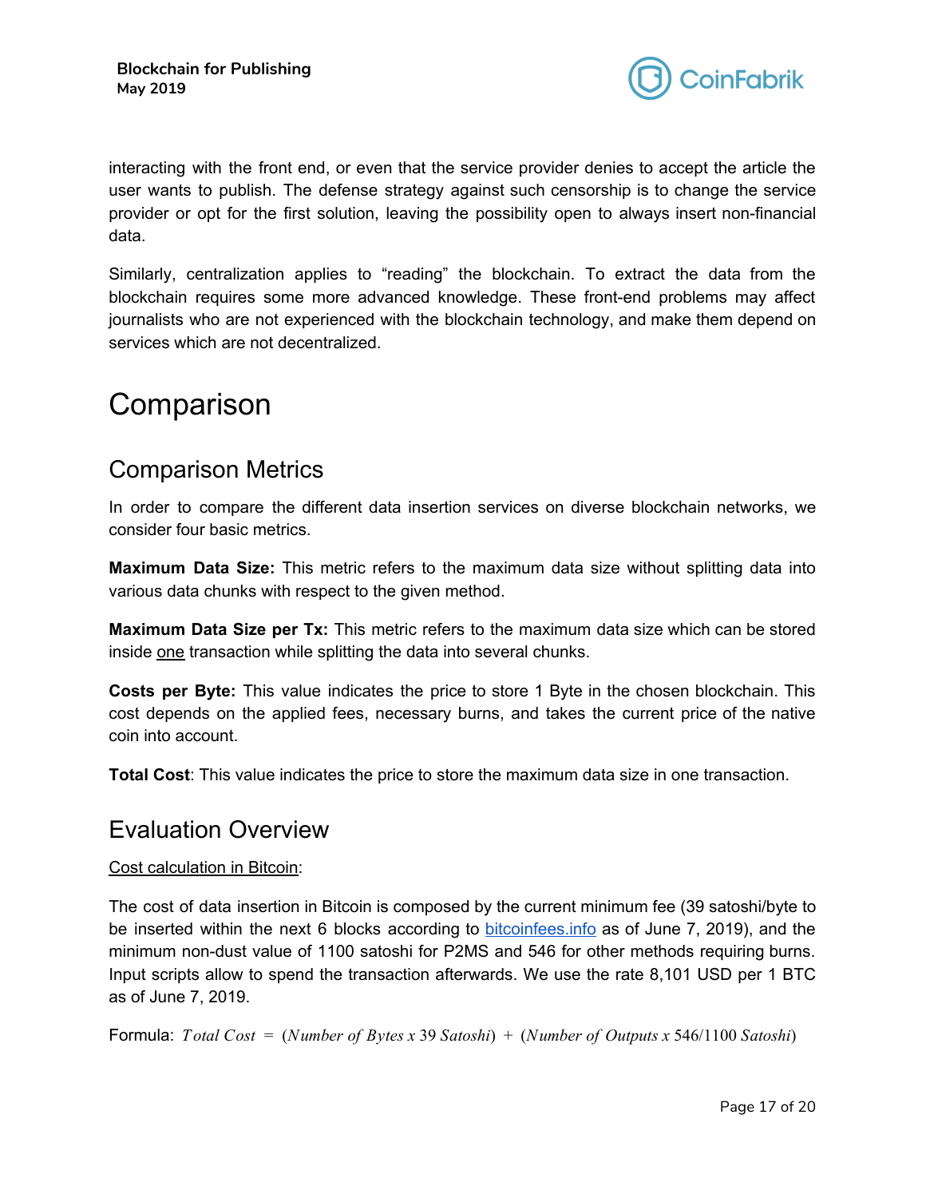interacting with the front end, or even that the service provider denies to accept the article the user wants to publish. The defense strategy against such censorship is to change the service provider or opt for the first solution, leaving the possibility open to always insert non-financial data.

Similarly, centralization applies to "reading" the blockchain. To extract the data from the blockchain requires some more advanced knowledge. These front-end problems may affect journalists who are not experienced with the blockchain technology, and make them depend on services which are not decentralized.

# Comparison

## Comparison Metrics

In order to compare the different data insertion services on diverse blockchain networks, we consider four basic metrics.

**Maximum Data Size:** This metric refers to the maximum data size without splitting data into various data chunks with respect to the given method.

**Maximum Data Size per Tx:** This metric refers to the maximum data size which can be stored inside one transaction while splitting the data into several chunks.

**Costs per Byte:** This value indicates the price to store 1 Byte in the chosen blockchain. This cost depends on the applied fees, necessary burns, and takes the current price of the native coin into account.

**Total Cost**: This value indicates the price to store the maximum data size in one transaction.

## Evaluation Overview

Cost calculation in Bitcoin:

The cost of data insertion in Bitcoin is composed by the current minimum fee (39 satoshi/byte to be inserted within the next 6 blocks according to [bitcoinfees.info](bitcoinfees.info) as of June 7, 2019), and the minimum non-dust value of 1100 satoshi for P2MS and 546 for other methods requiring burns. Input scripts allow to spend the transaction afterwards. We use the rate 8,101 USD per 1 BTC as of June 7, 2019.

Formula: $Total\ Cost\ =\ (Number\ of\ Bytes\ x\ 39\ Satoshi)\ +\ (Number\ of\ Outputs\ x\ 546/1100\ Satoshi)$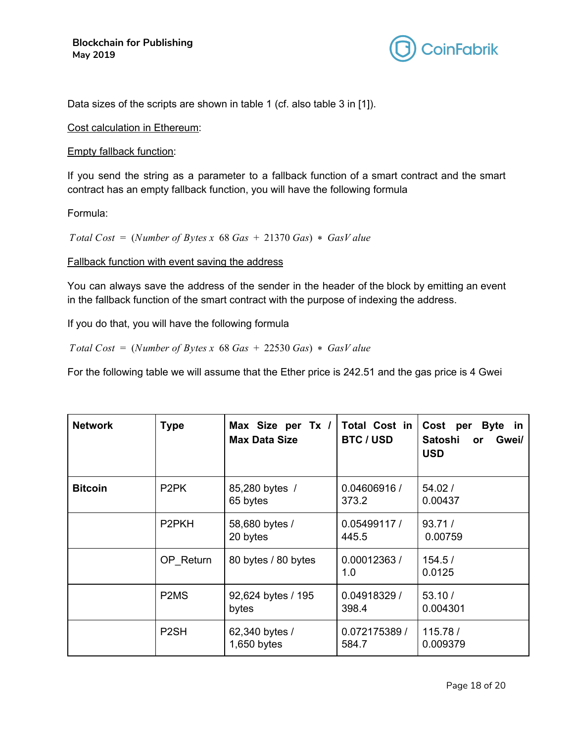Data sizes of the scripts are shown in table 1 (cf. also table 3 in [1]).

Cost calculation in Ethereum:

Empty fallback function:

If you send the string as a parameter to a fallback function of a smart contract and the smart contract has an empty fallback function, you will have the following formula

Formula:

$$Total\ Cost\ =\ (Number\ of\ Bytes\ x\ \ 68\ Gas\ +\ 21370\ Gas)\ *\ GasValue$$

Fallback function with event saving the address

You can always save the address of the sender in the header of the block by emitting an event in the fallback function of the smart contract with the purpose of indexing the address.

If you do that, you will have the following formula

$$Total\ Cost\ =\ (Number\ of\ Bytes\ x\ \ 68\ Gas\ +\ 22530\ Gas)\ *\ GasValue$$

For the following table we will assume that the Ether price is 242.51 and the gas price is 4 Gwei

| Network | Type | Max Size per Tx / Max Data Size | Total Cost in BTC / USD | Cost per Byte in Satoshi or Gwei/ USD |
|---|---|---|---|---|
| **Bitcoin** | P2PK | 85,280 bytes / 65 bytes | 0.04606916 / 373.2 | 54.02 / 0.00437 |
| | P2PKH | 58,680 bytes / 20 bytes | 0.05499117 / 445.5 | 93.71 / 0.00759 |
| | OP_Return | 80 bytes / 80 bytes | 0.00012363 / 1.0 | 154.5 / 0.0125 |
| | P2MS | 92,624 bytes / 195 bytes | 0.04918329 / 398.4 | 53.10 / 0.004301 |
| | P2SH | 62,340 bytes / 1,650 bytes | 0.072175389 / 584.7 | 115.78 / 0.009379 |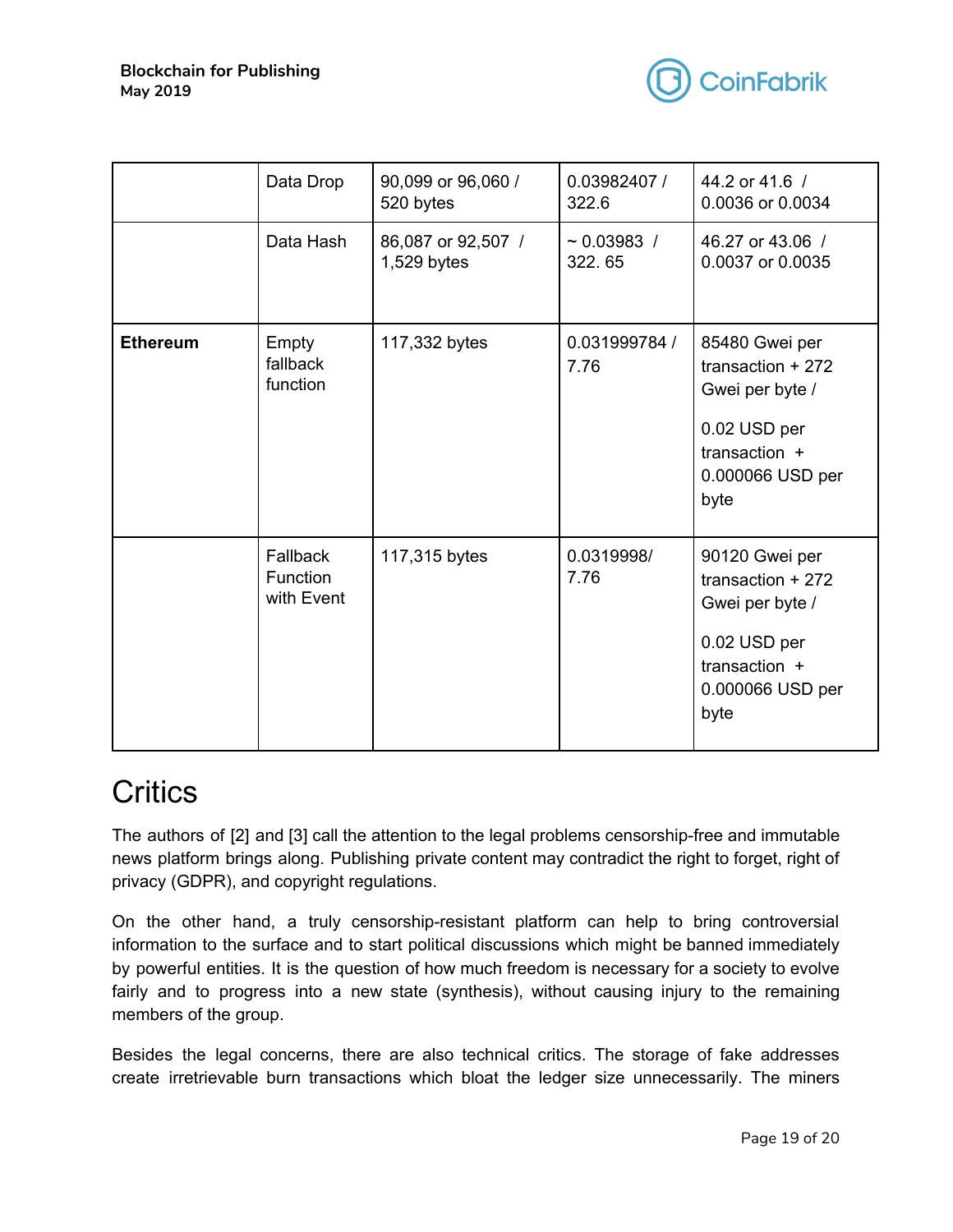| | | | | |
|---|---|---|---|---|
| | Data Drop | 90,099 or 96,060 / 520 bytes | 0.03982407 / 322.6 | 44.2 or 41.6 / 0.0036 or 0.0034 |
| | Data Hash | 86,087 or 92,507 / 1,529 bytes | ~ 0.03983 / 322. 65 | 46.27 or 43.06 / 0.0037 or 0.0035 |
| **Ethereum** | Empty fallback function | 117,332 bytes | 0.031999784 / 7.76 | 85480 Gwei per transaction + 272 Gwei per byte / 0.02 USD per transaction + 0.000066 USD per byte |
| | Fallback Function with Event | 117,315 bytes | 0.0319998/ 7.76 | 90120 Gwei per transaction + 272 Gwei per byte / 0.02 USD per transaction + 0.000066 USD per byte |

# Critics

The authors of [2] and [3] call the attention to the legal problems censorship-free and immutable news platform brings along. Publishing private content may contradict the right to forget, right of privacy (GDPR), and copyright regulations.

On the other hand, a truly censorship-resistant platform can help to bring controversial information to the surface and to start political discussions which might be banned immediately by powerful entities. It is the question of how much freedom is necessary for a society to evolve fairly and to progress into a new state (synthesis), without causing injury to the remaining members of the group.

Besides the legal concerns, there are also technical critics. The storage of fake addresses create irretrievable burn transactions which bloat the ledger size unnecessarily. The miners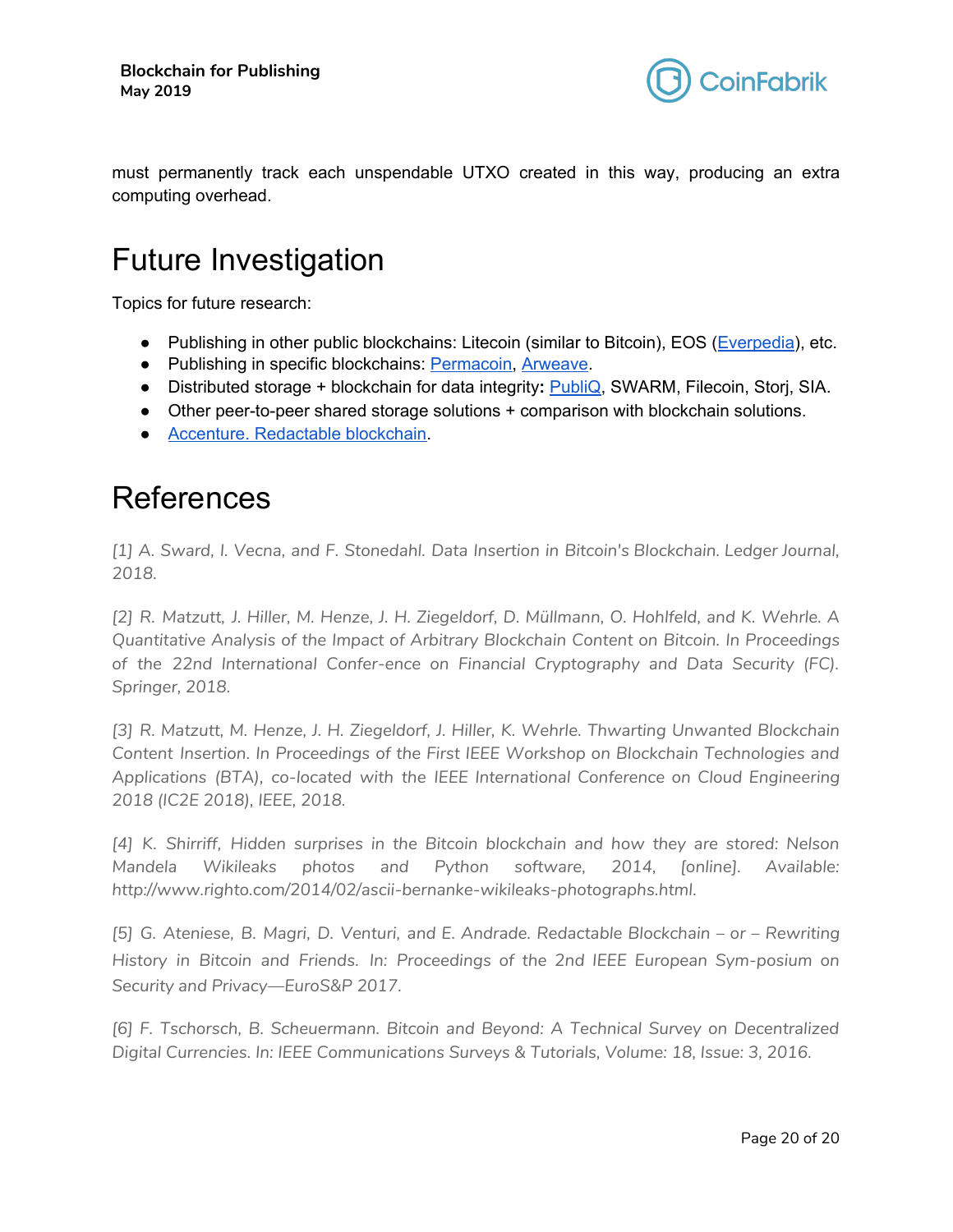must permanently track each unspendable UTXO created in this way, producing an extra computing overhead.

# Future Investigation

Topics for future research:

- Publishing in other public blockchains: Litecoin (similar to Bitcoin), EOS (Everpedia), etc.
- Publishing in specific blockchains: Permacoin, Arweave.
- Distributed storage + blockchain for data integrity**:** PubliQ, SWARM, Filecoin, Storj, SIA.
- Other peer-to-peer shared storage solutions + comparison with blockchain solutions.
- Accenture. Redactable blockchain.

# References

*[1] A. Sward, I. Vecna, and F. Stonedahl. Data Insertion in Bitcoin's Blockchain. Ledger Journal, 2018.*

*[2] R. Matzutt, J. Hiller, M. Henze, J. H. Ziegeldorf, D. Müllmann, O. Hohlfeld, and K. Wehrle. A Quantitative Analysis of the Impact of Arbitrary Blockchain Content on Bitcoin. In Proceedings of the 22nd International Confer-ence on Financial Cryptography and Data Security (FC). Springer, 2018.*

*[3] R. Matzutt, M. Henze, J. H. Ziegeldorf, J. Hiller, K. Wehrle. Thwarting Unwanted Blockchain Content Insertion. In Proceedings of the First IEEE Workshop on Blockchain Technologies and Applications (BTA), co-located with the IEEE International Conference on Cloud Engineering 2018 (IC2E 2018), IEEE, 2018.*

*[4] K. Shirriff, Hidden surprises in the Bitcoin blockchain and how they are stored: Nelson Mandela Wikileaks photos and Python software, 2014, [online]. Available: http://www.righto.com/2014/02/ascii-bernanke-wikileaks-photographs.html.*

*[5] G. Ateniese, B. Magri, D. Venturi, and E. Andrade. Redactable Blockchain – or – Rewriting History in Bitcoin and Friends. In: Proceedings of the 2nd IEEE European Sym-posium on Security and Privacy—EuroS&P 2017.*

*[6] F. Tschorsch, B. Scheuermann. Bitcoin and Beyond: A Technical Survey on Decentralized Digital Currencies. In: IEEE Communications Surveys & Tutorials, Volume: 18, Issue: 3, 2016.*